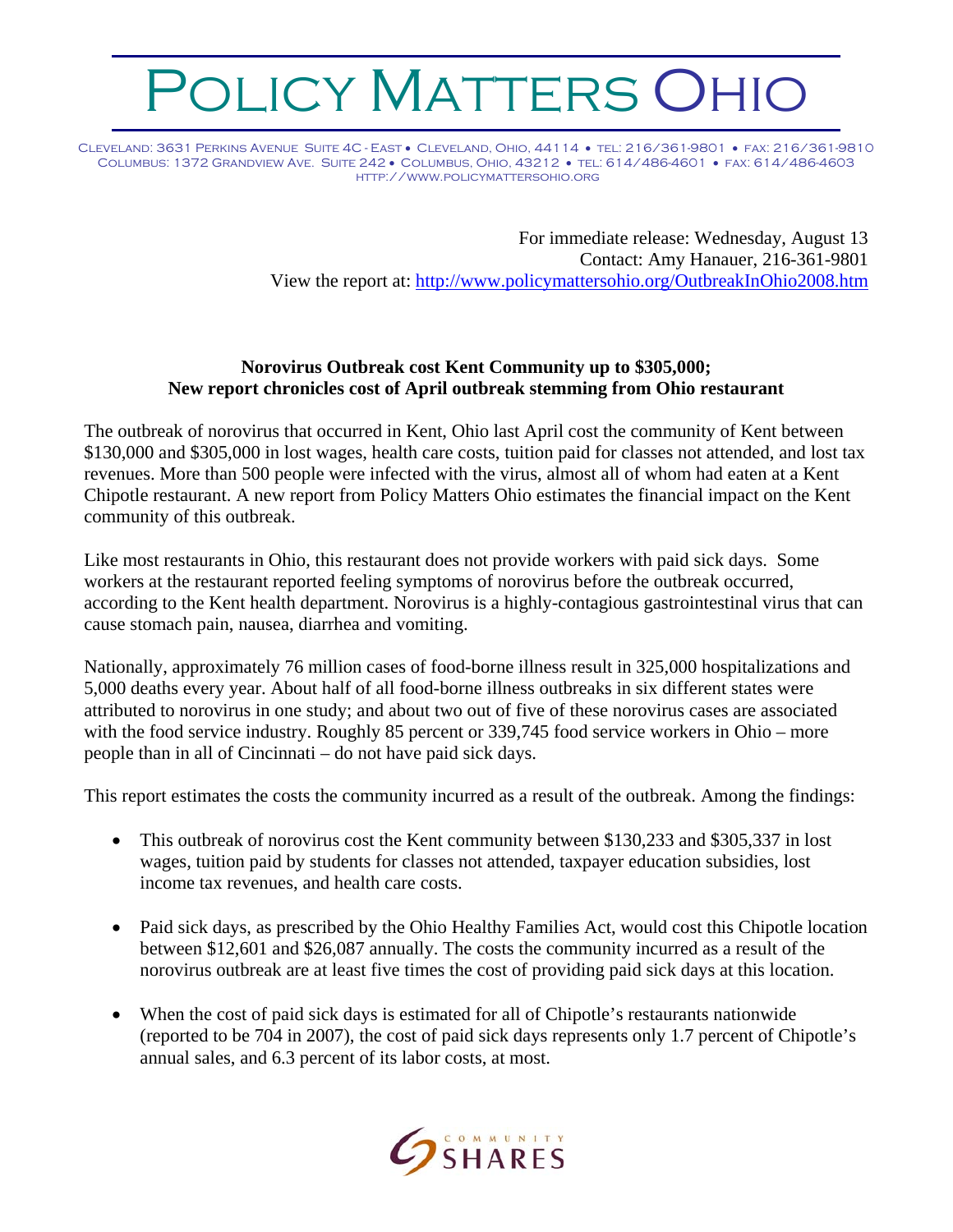# Policy Matters Ohio

Cleveland: 3631 Perkins Avenue Suite 4C - East • Cleveland, Ohio, 44114 • tel: 216/361-9801 • fax: 216/361-9810
Columbus: 1372 Grandview Ave. Suite 242 • Columbus, Ohio, 43212 • tel: 614/486-4601 • fax: 614/486-4603
http://www.policymattersohio.org

For immediate release: Wednesday, August 13
Contact: Amy Hanauer, 216-361-9801
View the report at: http://www.policymattersohio.org/OutbreakInOhio2008.htm

**Norovirus Outbreak cost Kent Community up to $305,000;**
**New report chronicles cost of April outbreak stemming from Ohio restaurant**

The outbreak of norovirus that occurred in Kent, Ohio last April cost the community of Kent between $130,000 and $305,000 in lost wages, health care costs, tuition paid for classes not attended, and lost tax revenues. More than 500 people were infected with the virus, almost all of whom had eaten at a Kent Chipotle restaurant. A new report from Policy Matters Ohio estimates the financial impact on the Kent community of this outbreak.

Like most restaurants in Ohio, this restaurant does not provide workers with paid sick days. Some workers at the restaurant reported feeling symptoms of norovirus before the outbreak occurred, according to the Kent health department. Norovirus is a highly-contagious gastrointestinal virus that can cause stomach pain, nausea, diarrhea and vomiting.

Nationally, approximately 76 million cases of food-borne illness result in 325,000 hospitalizations and 5,000 deaths every year. About half of all food-borne illness outbreaks in six different states were attributed to norovirus in one study; and about two out of five of these norovirus cases are associated with the food service industry. Roughly 85 percent or 339,745 food service workers in Ohio – more people than in all of Cincinnati – do not have paid sick days.

This report estimates the costs the community incurred as a result of the outbreak. Among the findings:

- This outbreak of norovirus cost the Kent community between $130,233 and $305,337 in lost wages, tuition paid by students for classes not attended, taxpayer education subsidies, lost income tax revenues, and health care costs.
- Paid sick days, as prescribed by the Ohio Healthy Families Act, would cost this Chipotle location between $12,601 and $26,087 annually. The costs the community incurred as a result of the norovirus outbreak are at least five times the cost of providing paid sick days at this location.
- When the cost of paid sick days is estimated for all of Chipotle's restaurants nationwide (reported to be 704 in 2007), the cost of paid sick days represents only 1.7 percent of Chipotle's annual sales, and 6.3 percent of its labor costs, at most.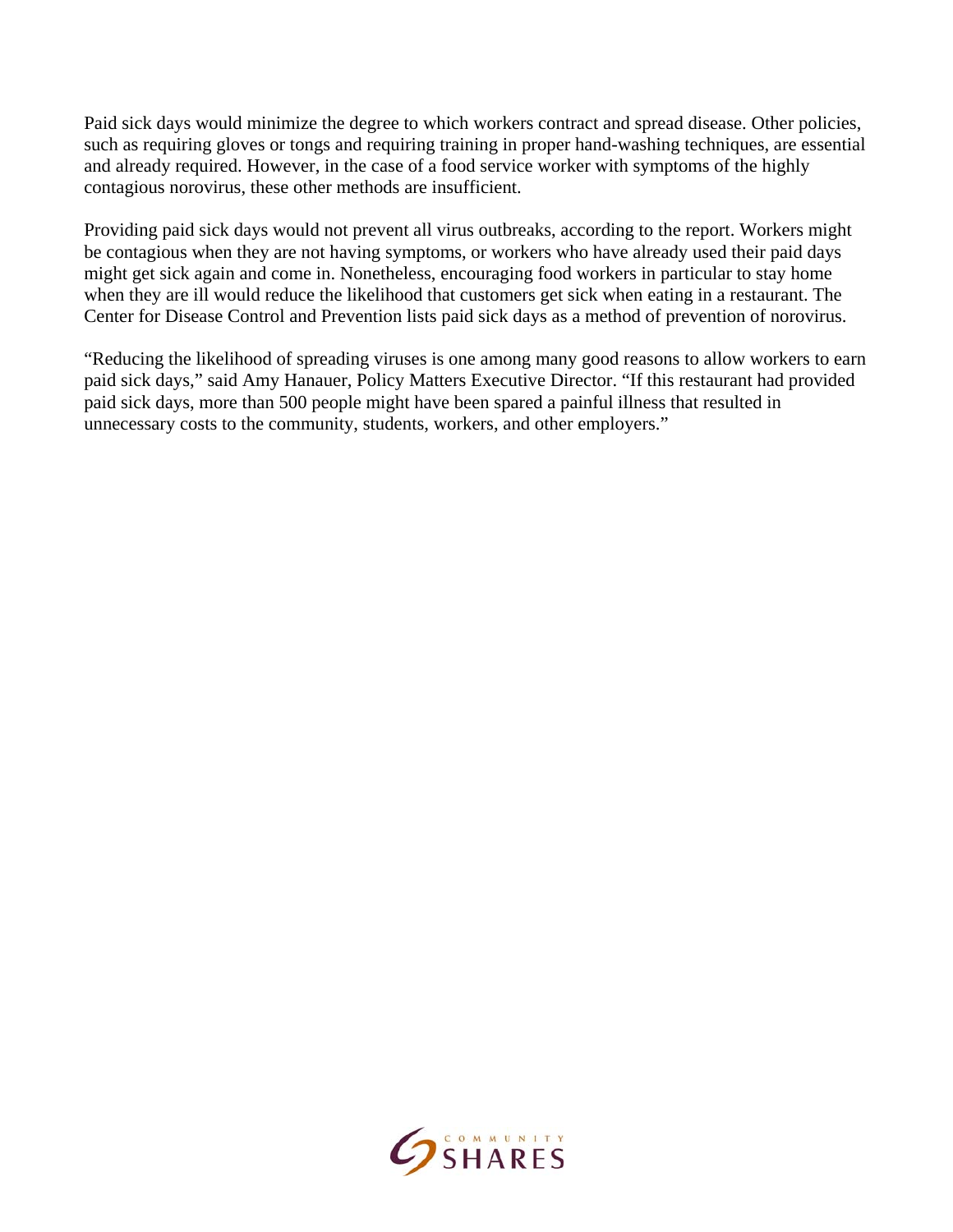Paid sick days would minimize the degree to which workers contract and spread disease. Other policies, such as requiring gloves or tongs and requiring training in proper hand-washing techniques, are essential and already required. However, in the case of a food service worker with symptoms of the highly contagious norovirus, these other methods are insufficient.

Providing paid sick days would not prevent all virus outbreaks, according to the report. Workers might be contagious when they are not having symptoms, or workers who have already used their paid days might get sick again and come in. Nonetheless, encouraging food workers in particular to stay home when they are ill would reduce the likelihood that customers get sick when eating in a restaurant. The Center for Disease Control and Prevention lists paid sick days as a method of prevention of norovirus.

"Reducing the likelihood of spreading viruses is one among many good reasons to allow workers to earn paid sick days," said Amy Hanauer, Policy Matters Executive Director. "If this restaurant had provided paid sick days, more than 500 people might have been spared a painful illness that resulted in unnecessary costs to the community, students, workers, and other employers."

COMMUNITY SHARES